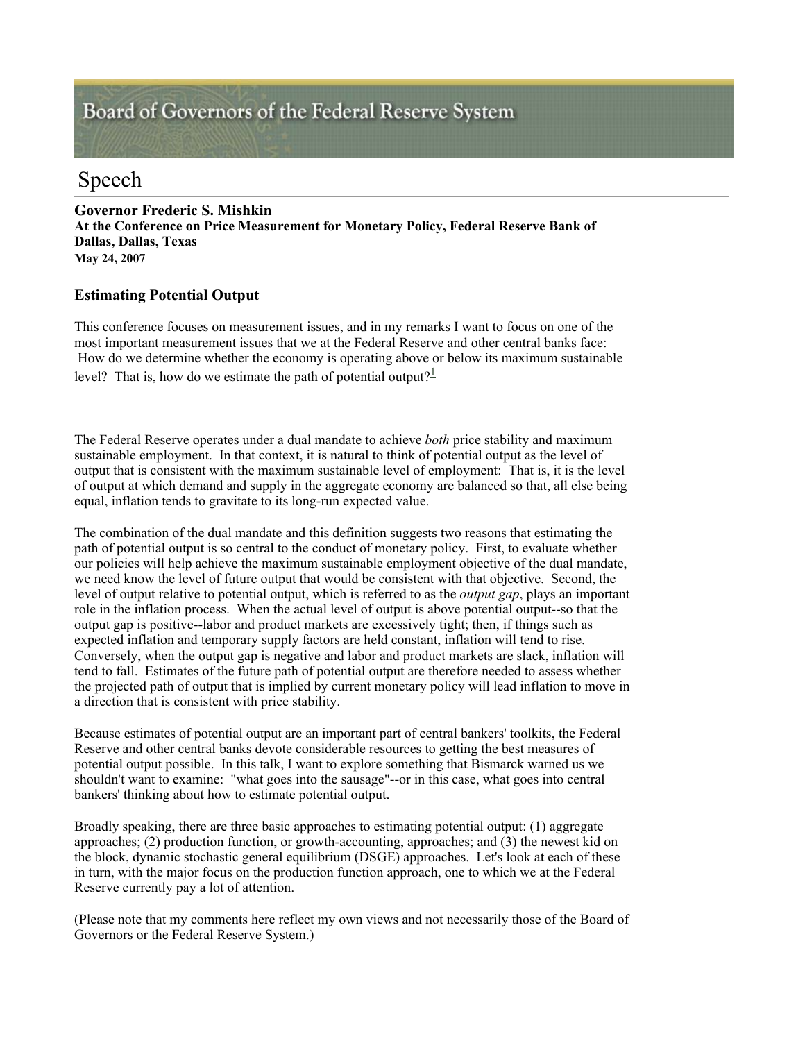# Board of Governors of the Federal Reserve System

## Speech

**Governor Frederic S. Mishkin**
**At the Conference on Price Measurement for Monetary Policy, Federal Reserve Bank of Dallas, Dallas, Texas**
**May 24, 2007**

### Estimating Potential Output

This conference focuses on measurement issues, and in my remarks I want to focus on one of the most important measurement issues that we at the Federal Reserve and other central banks face: How do we determine whether the economy is operating above or below its maximum sustainable level? That is, how do we estimate the path of potential output?[1]

The Federal Reserve operates under a dual mandate to achieve *both* price stability and maximum sustainable employment. In that context, it is natural to think of potential output as the level of output that is consistent with the maximum sustainable level of employment: That is, it is the level of output at which demand and supply in the aggregate economy are balanced so that, all else being equal, inflation tends to gravitate to its long-run expected value.

The combination of the dual mandate and this definition suggests two reasons that estimating the path of potential output is so central to the conduct of monetary policy. First, to evaluate whether our policies will help achieve the maximum sustainable employment objective of the dual mandate, we need know the level of future output that would be consistent with that objective. Second, the level of output relative to potential output, which is referred to as the *output gap*, plays an important role in the inflation process. When the actual level of output is above potential output--so that the output gap is positive--labor and product markets are excessively tight; then, if things such as expected inflation and temporary supply factors are held constant, inflation will tend to rise. Conversely, when the output gap is negative and labor and product markets are slack, inflation will tend to fall. Estimates of the future path of potential output are therefore needed to assess whether the projected path of output that is implied by current monetary policy will lead inflation to move in a direction that is consistent with price stability.

Because estimates of potential output are an important part of central bankers' toolkits, the Federal Reserve and other central banks devote considerable resources to getting the best measures of potential output possible. In this talk, I want to explore something that Bismarck warned us we shouldn't want to examine: "what goes into the sausage"--or in this case, what goes into central bankers' thinking about how to estimate potential output.

Broadly speaking, there are three basic approaches to estimating potential output: (1) aggregate approaches; (2) production function, or growth-accounting, approaches; and (3) the newest kid on the block, dynamic stochastic general equilibrium (DSGE) approaches. Let's look at each of these in turn, with the major focus on the production function approach, one to which we at the Federal Reserve currently pay a lot of attention.

(Please note that my comments here reflect my own views and not necessarily those of the Board of Governors or the Federal Reserve System.)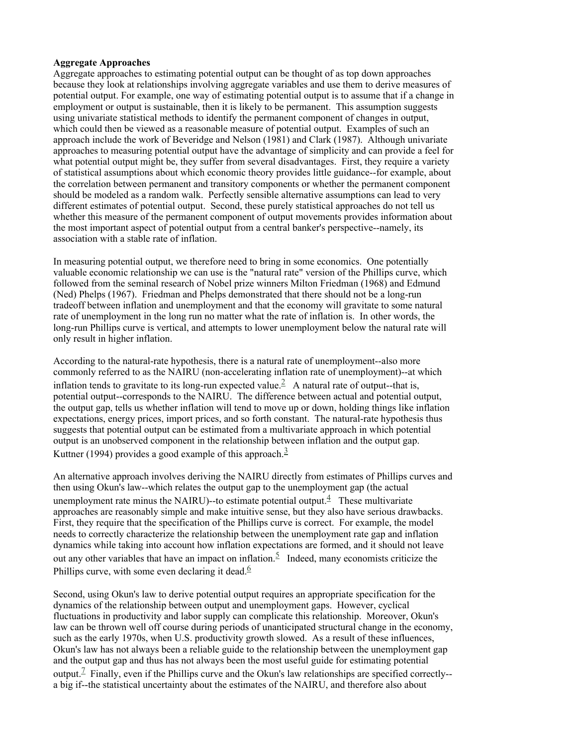**Aggregate Approaches**

Aggregate approaches to estimating potential output can be thought of as top down approaches because they look at relationships involving aggregate variables and use them to derive measures of potential output. For example, one way of estimating potential output is to assume that if a change in employment or output is sustainable, then it is likely to be permanent. This assumption suggests using univariate statistical methods to identify the permanent component of changes in output, which could then be viewed as a reasonable measure of potential output. Examples of such an approach include the work of Beveridge and Nelson (1981) and Clark (1987). Although univariate approaches to measuring potential output have the advantage of simplicity and can provide a feel for what potential output might be, they suffer from several disadvantages. First, they require a variety of statistical assumptions about which economic theory provides little guidance--for example, about the correlation between permanent and transitory components or whether the permanent component should be modeled as a random walk. Perfectly sensible alternative assumptions can lead to very different estimates of potential output. Second, these purely statistical approaches do not tell us whether this measure of the permanent component of output movements provides information about the most important aspect of potential output from a central banker's perspective--namely, its association with a stable rate of inflation.

In measuring potential output, we therefore need to bring in some economics. One potentially valuable economic relationship we can use is the "natural rate" version of the Phillips curve, which followed from the seminal research of Nobel prize winners Milton Friedman (1968) and Edmund (Ned) Phelps (1967). Friedman and Phelps demonstrated that there should not be a long-run tradeoff between inflation and unemployment and that the economy will gravitate to some natural rate of unemployment in the long run no matter what the rate of inflation is. In other words, the long-run Phillips curve is vertical, and attempts to lower unemployment below the natural rate will only result in higher inflation.

According to the natural-rate hypothesis, there is a natural rate of unemployment--also more commonly referred to as the NAIRU (non-accelerating inflation rate of unemployment)--at which inflation tends to gravitate to its long-run expected value.[2] A natural rate of output--that is, potential output--corresponds to the NAIRU. The difference between actual and potential output, the output gap, tells us whether inflation will tend to move up or down, holding things like inflation expectations, energy prices, import prices, and so forth constant. The natural-rate hypothesis thus suggests that potential output can be estimated from a multivariate approach in which potential output is an unobserved component in the relationship between inflation and the output gap. Kuttner (1994) provides a good example of this approach.[3]

An alternative approach involves deriving the NAIRU directly from estimates of Phillips curves and then using Okun's law--which relates the output gap to the unemployment gap (the actual unemployment rate minus the NAIRU)--to estimate potential output.[4] These multivariate approaches are reasonably simple and make intuitive sense, but they also have serious drawbacks. First, they require that the specification of the Phillips curve is correct. For example, the model needs to correctly characterize the relationship between the unemployment rate gap and inflation dynamics while taking into account how inflation expectations are formed, and it should not leave out any other variables that have an impact on inflation.[5] Indeed, many economists criticize the Phillips curve, with some even declaring it dead.[6]

Second, using Okun's law to derive potential output requires an appropriate specification for the dynamics of the relationship between output and unemployment gaps. However, cyclical fluctuations in productivity and labor supply can complicate this relationship. Moreover, Okun's law can be thrown well off course during periods of unanticipated structural change in the economy, such as the early 1970s, when U.S. productivity growth slowed. As a result of these influences, Okun's law has not always been a reliable guide to the relationship between the unemployment gap and the output gap and thus has not always been the most useful guide for estimating potential output.[7] Finally, even if the Phillips curve and the Okun's law relationships are specified correctly--a big if--the statistical uncertainty about the estimates of the NAIRU, and therefore also about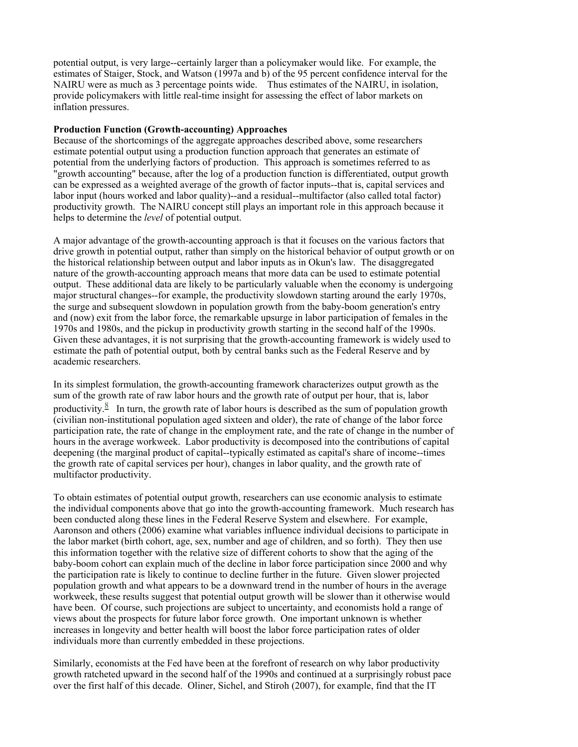potential output, is very large--certainly larger than a policymaker would like. For example, the estimates of Staiger, Stock, and Watson (1997a and b) of the 95 percent confidence interval for the NAIRU were as much as 3 percentage points wide. Thus estimates of the NAIRU, in isolation, provide policymakers with little real-time insight for assessing the effect of labor markets on inflation pressures.

**Production Function (Growth-accounting) Approaches**

Because of the shortcomings of the aggregate approaches described above, some researchers estimate potential output using a production function approach that generates an estimate of potential from the underlying factors of production. This approach is sometimes referred to as "growth accounting" because, after the log of a production function is differentiated, output growth can be expressed as a weighted average of the growth of factor inputs--that is, capital services and labor input (hours worked and labor quality)--and a residual--multifactor (also called total factor) productivity growth. The NAIRU concept still plays an important role in this approach because it helps to determine the *level* of potential output.

A major advantage of the growth-accounting approach is that it focuses on the various factors that drive growth in potential output, rather than simply on the historical behavior of output growth or on the historical relationship between output and labor inputs as in Okun's law. The disaggregated nature of the growth-accounting approach means that more data can be used to estimate potential output. These additional data are likely to be particularly valuable when the economy is undergoing major structural changes--for example, the productivity slowdown starting around the early 1970s, the surge and subsequent slowdown in population growth from the baby-boom generation's entry and (now) exit from the labor force, the remarkable upsurge in labor participation of females in the 1970s and 1980s, and the pickup in productivity growth starting in the second half of the 1990s. Given these advantages, it is not surprising that the growth-accounting framework is widely used to estimate the path of potential output, both by central banks such as the Federal Reserve and by academic researchers.

In its simplest formulation, the growth-accounting framework characterizes output growth as the sum of the growth rate of raw labor hours and the growth rate of output per hour, that is, labor productivity.[8] In turn, the growth rate of labor hours is described as the sum of population growth (civilian non-institutional population aged sixteen and older), the rate of change of the labor force participation rate, the rate of change in the employment rate, and the rate of change in the number of hours in the average workweek. Labor productivity is decomposed into the contributions of capital deepening (the marginal product of capital--typically estimated as capital's share of income--times the growth rate of capital services per hour), changes in labor quality, and the growth rate of multifactor productivity.

To obtain estimates of potential output growth, researchers can use economic analysis to estimate the individual components above that go into the growth-accounting framework. Much research has been conducted along these lines in the Federal Reserve System and elsewhere. For example, Aaronson and others (2006) examine what variables influence individual decisions to participate in the labor market (birth cohort, age, sex, number and age of children, and so forth). They then use this information together with the relative size of different cohorts to show that the aging of the baby-boom cohort can explain much of the decline in labor force participation since 2000 and why the participation rate is likely to continue to decline further in the future. Given slower projected population growth and what appears to be a downward trend in the number of hours in the average workweek, these results suggest that potential output growth will be slower than it otherwise would have been. Of course, such projections are subject to uncertainty, and economists hold a range of views about the prospects for future labor force growth. One important unknown is whether increases in longevity and better health will boost the labor force participation rates of older individuals more than currently embedded in these projections.

Similarly, economists at the Fed have been at the forefront of research on why labor productivity growth ratcheted upward in the second half of the 1990s and continued at a surprisingly robust pace over the first half of this decade. Oliner, Sichel, and Stiroh (2007), for example, find that the IT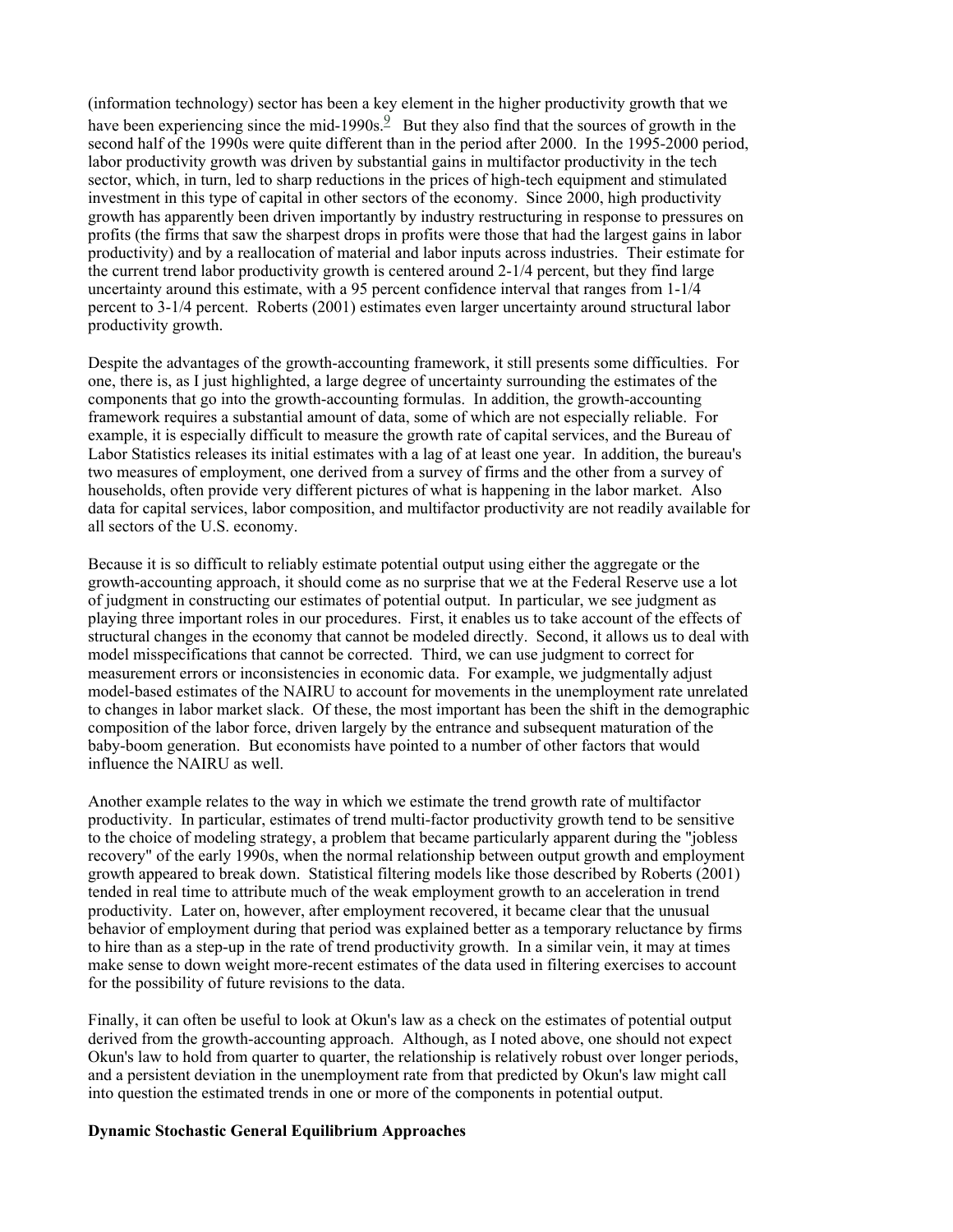(information technology) sector has been a key element in the higher productivity growth that we have been experiencing since the mid-1990s.[9] But they also find that the sources of growth in the second half of the 1990s were quite different than in the period after 2000. In the 1995-2000 period, labor productivity growth was driven by substantial gains in multifactor productivity in the tech sector, which, in turn, led to sharp reductions in the prices of high-tech equipment and stimulated investment in this type of capital in other sectors of the economy. Since 2000, high productivity growth has apparently been driven importantly by industry restructuring in response to pressures on profits (the firms that saw the sharpest drops in profits were those that had the largest gains in labor productivity) and by a reallocation of material and labor inputs across industries. Their estimate for the current trend labor productivity growth is centered around 2-1/4 percent, but they find large uncertainty around this estimate, with a 95 percent confidence interval that ranges from 1-1/4 percent to 3-1/4 percent. Roberts (2001) estimates even larger uncertainty around structural labor productivity growth.

Despite the advantages of the growth-accounting framework, it still presents some difficulties. For one, there is, as I just highlighted, a large degree of uncertainty surrounding the estimates of the components that go into the growth-accounting formulas. In addition, the growth-accounting framework requires a substantial amount of data, some of which are not especially reliable. For example, it is especially difficult to measure the growth rate of capital services, and the Bureau of Labor Statistics releases its initial estimates with a lag of at least one year. In addition, the bureau's two measures of employment, one derived from a survey of firms and the other from a survey of households, often provide very different pictures of what is happening in the labor market. Also data for capital services, labor composition, and multifactor productivity are not readily available for all sectors of the U.S. economy.

Because it is so difficult to reliably estimate potential output using either the aggregate or the growth-accounting approach, it should come as no surprise that we at the Federal Reserve use a lot of judgment in constructing our estimates of potential output. In particular, we see judgment as playing three important roles in our procedures. First, it enables us to take account of the effects of structural changes in the economy that cannot be modeled directly. Second, it allows us to deal with model misspecifications that cannot be corrected. Third, we can use judgment to correct for measurement errors or inconsistencies in economic data. For example, we judgmentally adjust model-based estimates of the NAIRU to account for movements in the unemployment rate unrelated to changes in labor market slack. Of these, the most important has been the shift in the demographic composition of the labor force, driven largely by the entrance and subsequent maturation of the baby-boom generation. But economists have pointed to a number of other factors that would influence the NAIRU as well.

Another example relates to the way in which we estimate the trend growth rate of multifactor productivity. In particular, estimates of trend multi-factor productivity growth tend to be sensitive to the choice of modeling strategy, a problem that became particularly apparent during the "jobless recovery" of the early 1990s, when the normal relationship between output growth and employment growth appeared to break down. Statistical filtering models like those described by Roberts (2001) tended in real time to attribute much of the weak employment growth to an acceleration in trend productivity. Later on, however, after employment recovered, it became clear that the unusual behavior of employment during that period was explained better as a temporary reluctance by firms to hire than as a step-up in the rate of trend productivity growth. In a similar vein, it may at times make sense to down weight more-recent estimates of the data used in filtering exercises to account for the possibility of future revisions to the data.

Finally, it can often be useful to look at Okun's law as a check on the estimates of potential output derived from the growth-accounting approach. Although, as I noted above, one should not expect Okun's law to hold from quarter to quarter, the relationship is relatively robust over longer periods, and a persistent deviation in the unemployment rate from that predicted by Okun's law might call into question the estimated trends in one or more of the components in potential output.

**Dynamic Stochastic General Equilibrium Approaches**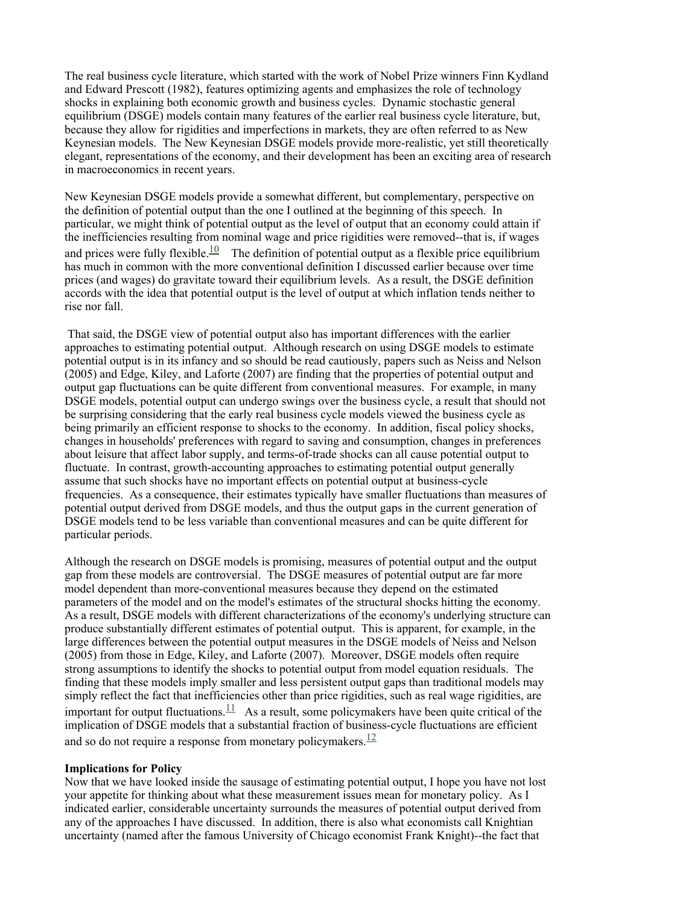The real business cycle literature, which started with the work of Nobel Prize winners Finn Kydland and Edward Prescott (1982), features optimizing agents and emphasizes the role of technology shocks in explaining both economic growth and business cycles. Dynamic stochastic general equilibrium (DSGE) models contain many features of the earlier real business cycle literature, but, because they allow for rigidities and imperfections in markets, they are often referred to as New Keynesian models. The New Keynesian DSGE models provide more-realistic, yet still theoretically elegant, representations of the economy, and their development has been an exciting area of research in macroeconomics in recent years.

New Keynesian DSGE models provide a somewhat different, but complementary, perspective on the definition of potential output than the one I outlined at the beginning of this speech. In particular, we might think of potential output as the level of output that an economy could attain if the inefficiencies resulting from nominal wage and price rigidities were removed--that is, if wages and prices were fully flexible.[10] The definition of potential output as a flexible price equilibrium has much in common with the more conventional definition I discussed earlier because over time prices (and wages) do gravitate toward their equilibrium levels. As a result, the DSGE definition accords with the idea that potential output is the level of output at which inflation tends neither to rise nor fall.

That said, the DSGE view of potential output also has important differences with the earlier approaches to estimating potential output. Although research on using DSGE models to estimate potential output is in its infancy and so should be read cautiously, papers such as Neiss and Nelson (2005) and Edge, Kiley, and Laforte (2007) are finding that the properties of potential output and output gap fluctuations can be quite different from conventional measures. For example, in many DSGE models, potential output can undergo swings over the business cycle, a result that should not be surprising considering that the early real business cycle models viewed the business cycle as being primarily an efficient response to shocks to the economy. In addition, fiscal policy shocks, changes in households' preferences with regard to saving and consumption, changes in preferences about leisure that affect labor supply, and terms-of-trade shocks can all cause potential output to fluctuate. In contrast, growth-accounting approaches to estimating potential output generally assume that such shocks have no important effects on potential output at business-cycle frequencies. As a consequence, their estimates typically have smaller fluctuations than measures of potential output derived from DSGE models, and thus the output gaps in the current generation of DSGE models tend to be less variable than conventional measures and can be quite different for particular periods.

Although the research on DSGE models is promising, measures of potential output and the output gap from these models are controversial. The DSGE measures of potential output are far more model dependent than more-conventional measures because they depend on the estimated parameters of the model and on the model's estimates of the structural shocks hitting the economy. As a result, DSGE models with different characterizations of the economy's underlying structure can produce substantially different estimates of potential output. This is apparent, for example, in the large differences between the potential output measures in the DSGE models of Neiss and Nelson (2005) from those in Edge, Kiley, and Laforte (2007). Moreover, DSGE models often require strong assumptions to identify the shocks to potential output from model equation residuals. The finding that these models imply smaller and less persistent output gaps than traditional models may simply reflect the fact that inefficiencies other than price rigidities, such as real wage rigidities, are important for output fluctuations.[11] As a result, some policymakers have been quite critical of the implication of DSGE models that a substantial fraction of business-cycle fluctuations are efficient and so do not require a response from monetary policymakers.[12]

**Implications for Policy**

Now that we have looked inside the sausage of estimating potential output, I hope you have not lost your appetite for thinking about what these measurement issues mean for monetary policy. As I indicated earlier, considerable uncertainty surrounds the measures of potential output derived from any of the approaches I have discussed. In addition, there is also what economists call Knightian uncertainty (named after the famous University of Chicago economist Frank Knight)--the fact that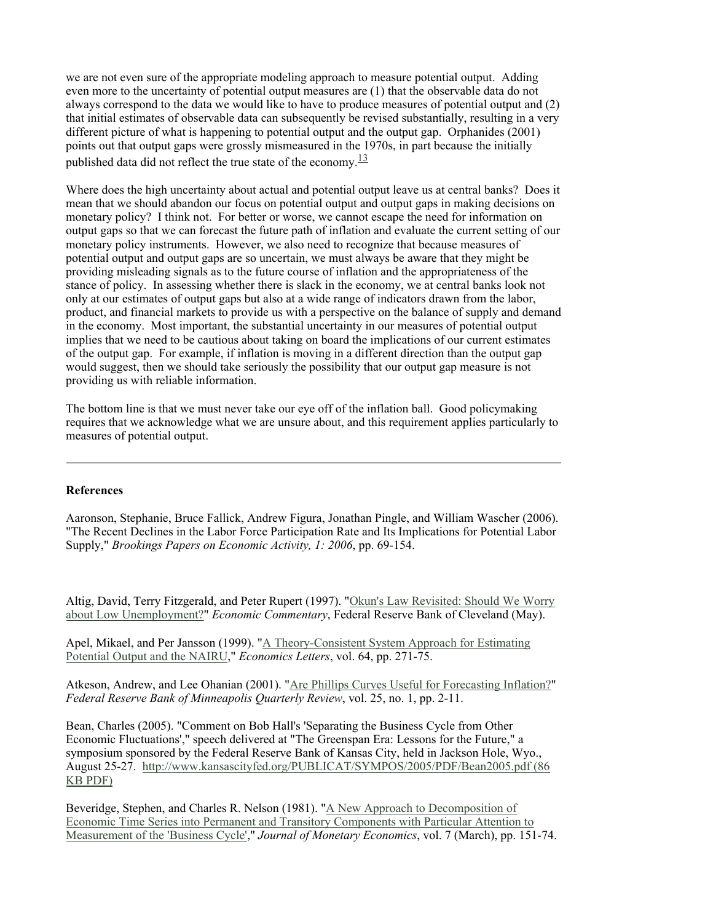we are not even sure of the appropriate modeling approach to measure potential output. Adding even more to the uncertainty of potential output measures are (1) that the observable data do not always correspond to the data we would like to have to produce measures of potential output and (2) that initial estimates of observable data can subsequently be revised substantially, resulting in a very different picture of what is happening to potential output and the output gap. Orphanides (2001) points out that output gaps were grossly mismeasured in the 1970s, in part because the initially published data did not reflect the true state of the economy.[13]

Where does the high uncertainty about actual and potential output leave us at central banks? Does it mean that we should abandon our focus on potential output and output gaps in making decisions on monetary policy? I think not. For better or worse, we cannot escape the need for information on output gaps so that we can forecast the future path of inflation and evaluate the current setting of our monetary policy instruments. However, we also need to recognize that because measures of potential output and output gaps are so uncertain, we must always be aware that they might be providing misleading signals as to the future course of inflation and the appropriateness of the stance of policy. In assessing whether there is slack in the economy, we at central banks look not only at our estimates of output gaps but also at a wide range of indicators drawn from the labor, product, and financial markets to provide us with a perspective on the balance of supply and demand in the economy. Most important, the substantial uncertainty in our measures of potential output implies that we need to be cautious about taking on board the implications of our current estimates of the output gap. For example, if inflation is moving in a different direction than the output gap would suggest, then we should take seriously the possibility that our output gap measure is not providing us with reliable information.

The bottom line is that we must never take our eye off of the inflation ball. Good policymaking requires that we acknowledge what we are unsure about, and this requirement applies particularly to measures of potential output.

---

**References**

Aaronson, Stephanie, Bruce Fallick, Andrew Figura, Jonathan Pingle, and William Wascher (2006). "The Recent Declines in the Labor Force Participation Rate and Its Implications for Potential Labor Supply," *Brookings Papers on Economic Activity, 1: 2006*, pp. 69-154.

Altig, David, Terry Fitzgerald, and Peter Rupert (1997). "Okun's Law Revisited: Should We Worry about Low Unemployment?" *Economic Commentary*, Federal Reserve Bank of Cleveland (May).

Apel, Mikael, and Per Jansson (1999). "A Theory-Consistent System Approach for Estimating Potential Output and the NAIRU," *Economics Letters*, vol. 64, pp. 271-75.

Atkeson, Andrew, and Lee Ohanian (2001). "Are Phillips Curves Useful for Forecasting Inflation?" *Federal Reserve Bank of Minneapolis Quarterly Review*, vol. 25, no. 1, pp. 2-11.

Bean, Charles (2005). "Comment on Bob Hall's 'Separating the Business Cycle from Other Economic Fluctuations'," speech delivered at "The Greenspan Era: Lessons for the Future," a symposium sponsored by the Federal Reserve Bank of Kansas City, held in Jackson Hole, Wyo., August 25-27. http://www.kansascityfed.org/PUBLICAT/SYMPOS/2005/PDF/Bean2005.pdf (86 KB PDF)

Beveridge, Stephen, and Charles R. Nelson (1981). "A New Approach to Decomposition of Economic Time Series into Permanent and Transitory Components with Particular Attention to Measurement of the 'Business Cycle'," *Journal of Monetary Economics*, vol. 7 (March), pp. 151-74.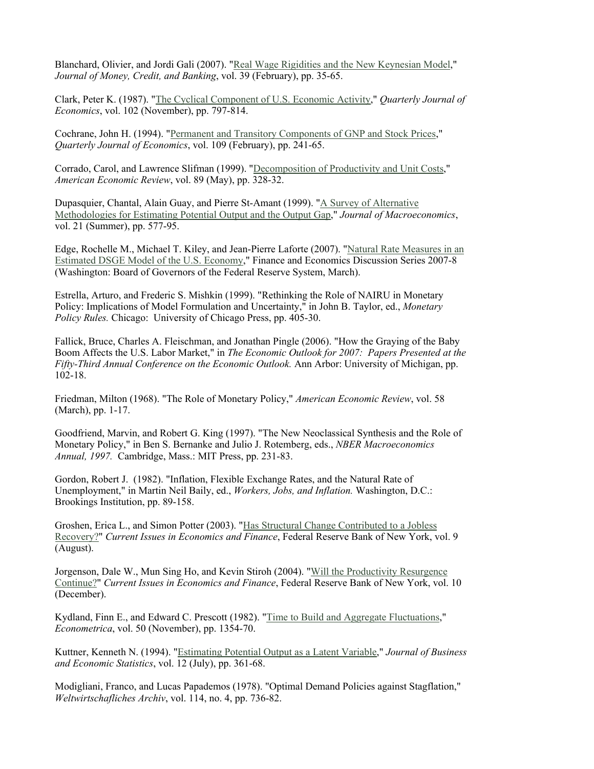Blanchard, Olivier, and Jordi Gali (2007). "Real Wage Rigidities and the New Keynesian Model," *Journal of Money, Credit, and Banking*, vol. 39 (February), pp. 35-65.

Clark, Peter K. (1987). "The Cyclical Component of U.S. Economic Activity," *Quarterly Journal of Economics*, vol. 102 (November), pp. 797-814.

Cochrane, John H. (1994). "Permanent and Transitory Components of GNP and Stock Prices," *Quarterly Journal of Economics*, vol. 109 (February), pp. 241-65.

Corrado, Carol, and Lawrence Slifman (1999). "Decomposition of Productivity and Unit Costs," *American Economic Review*, vol. 89 (May), pp. 328-32.

Dupasquier, Chantal, Alain Guay, and Pierre St-Amant (1999). "A Survey of Alternative Methodologies for Estimating Potential Output and the Output Gap," *Journal of Macroeconomics*, vol. 21 (Summer), pp. 577-95.

Edge, Rochelle M., Michael T. Kiley, and Jean-Pierre Laforte (2007). "Natural Rate Measures in an Estimated DSGE Model of the U.S. Economy," Finance and Economics Discussion Series 2007-8 (Washington: Board of Governors of the Federal Reserve System, March).

Estrella, Arturo, and Frederic S. Mishkin (1999). "Rethinking the Role of NAIRU in Monetary Policy: Implications of Model Formulation and Uncertainty," in John B. Taylor, ed., *Monetary Policy Rules.* Chicago: University of Chicago Press, pp. 405-30.

Fallick, Bruce, Charles A. Fleischman, and Jonathan Pingle (2006). "How the Graying of the Baby Boom Affects the U.S. Labor Market," in *The Economic Outlook for 2007: Papers Presented at the Fifty-Third Annual Conference on the Economic Outlook.* Ann Arbor: University of Michigan, pp. 102-18.

Friedman, Milton (1968). "The Role of Monetary Policy," *American Economic Review*, vol. 58 (March), pp. 1-17.

Goodfriend, Marvin, and Robert G. King (1997). "The New Neoclassical Synthesis and the Role of Monetary Policy," in Ben S. Bernanke and Julio J. Rotemberg, eds., *NBER Macroeconomics Annual, 1997.* Cambridge, Mass.: MIT Press, pp. 231-83.

Gordon, Robert J. (1982). "Inflation, Flexible Exchange Rates, and the Natural Rate of Unemployment," in Martin Neil Baily, ed., *Workers, Jobs, and Inflation.* Washington, D.C.: Brookings Institution, pp. 89-158.

Groshen, Erica L., and Simon Potter (2003). "Has Structural Change Contributed to a Jobless Recovery?" *Current Issues in Economics and Finance*, Federal Reserve Bank of New York, vol. 9 (August).

Jorgenson, Dale W., Mun Sing Ho, and Kevin Stiroh (2004). "Will the Productivity Resurgence Continue?" *Current Issues in Economics and Finance*, Federal Reserve Bank of New York, vol. 10 (December).

Kydland, Finn E., and Edward C. Prescott (1982). "Time to Build and Aggregate Fluctuations," *Econometrica*, vol. 50 (November), pp. 1354-70.

Kuttner, Kenneth N. (1994). "Estimating Potential Output as a Latent Variable," *Journal of Business and Economic Statistics*, vol. 12 (July), pp. 361-68.

Modigliani, Franco, and Lucas Papademos (1978). "Optimal Demand Policies against Stagflation," *Weltwirtschafliches Archiv*, vol. 114, no. 4, pp. 736-82.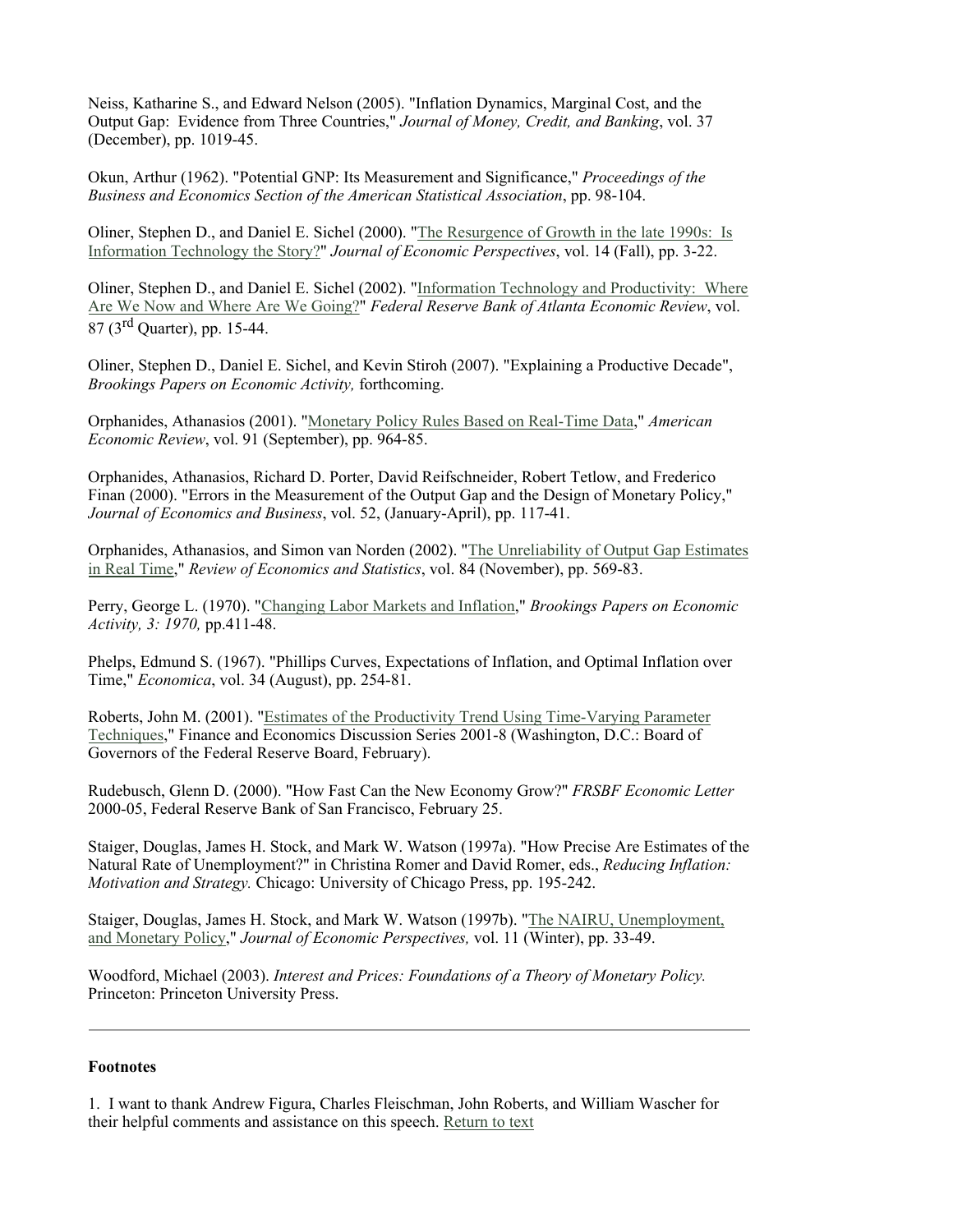Neiss, Katharine S., and Edward Nelson (2005). "Inflation Dynamics, Marginal Cost, and the Output Gap: Evidence from Three Countries," *Journal of Money, Credit, and Banking*, vol. 37 (December), pp. 1019-45.

Okun, Arthur (1962). "Potential GNP: Its Measurement and Significance," *Proceedings of the Business and Economics Section of the American Statistical Association*, pp. 98-104.

Oliner, Stephen D., and Daniel E. Sichel (2000). "The Resurgence of Growth in the late 1990s: Is Information Technology the Story?" *Journal of Economic Perspectives*, vol. 14 (Fall), pp. 3-22.

Oliner, Stephen D., and Daniel E. Sichel (2002). "Information Technology and Productivity: Where Are We Now and Where Are We Going?" *Federal Reserve Bank of Atlanta Economic Review*, vol. 87 (3rd Quarter), pp. 15-44.

Oliner, Stephen D., Daniel E. Sichel, and Kevin Stiroh (2007). "Explaining a Productive Decade", *Brookings Papers on Economic Activity,* forthcoming.

Orphanides, Athanasios (2001). "Monetary Policy Rules Based on Real-Time Data," *American Economic Review*, vol. 91 (September), pp. 964-85.

Orphanides, Athanasios, Richard D. Porter, David Reifschneider, Robert Tetlow, and Frederico Finan (2000). "Errors in the Measurement of the Output Gap and the Design of Monetary Policy," *Journal of Economics and Business*, vol. 52, (January-April), pp. 117-41.

Orphanides, Athanasios, and Simon van Norden (2002). "The Unreliability of Output Gap Estimates in Real Time," *Review of Economics and Statistics*, vol. 84 (November), pp. 569-83.

Perry, George L. (1970). "Changing Labor Markets and Inflation," *Brookings Papers on Economic Activity, 3: 1970,* pp.411-48.

Phelps, Edmund S. (1967). "Phillips Curves, Expectations of Inflation, and Optimal Inflation over Time," *Economica*, vol. 34 (August), pp. 254-81.

Roberts, John M. (2001). "Estimates of the Productivity Trend Using Time-Varying Parameter Techniques," Finance and Economics Discussion Series 2001-8 (Washington, D.C.: Board of Governors of the Federal Reserve Board, February).

Rudebusch, Glenn D. (2000). "How Fast Can the New Economy Grow?" *FRSBF Economic Letter* 2000-05, Federal Reserve Bank of San Francisco, February 25.

Staiger, Douglas, James H. Stock, and Mark W. Watson (1997a). "How Precise Are Estimates of the Natural Rate of Unemployment?" in Christina Romer and David Romer, eds., *Reducing Inflation: Motivation and Strategy.* Chicago: University of Chicago Press, pp. 195-242.

Staiger, Douglas, James H. Stock, and Mark W. Watson (1997b). "The NAIRU, Unemployment, and Monetary Policy," *Journal of Economic Perspectives,* vol. 11 (Winter), pp. 33-49.

Woodford, Michael (2003). *Interest and Prices: Foundations of a Theory of Monetary Policy.* Princeton: Princeton University Press.

---

**Footnotes**

1. I want to thank Andrew Figura, Charles Fleischman, John Roberts, and William Wascher for their helpful comments and assistance on this speech. Return to text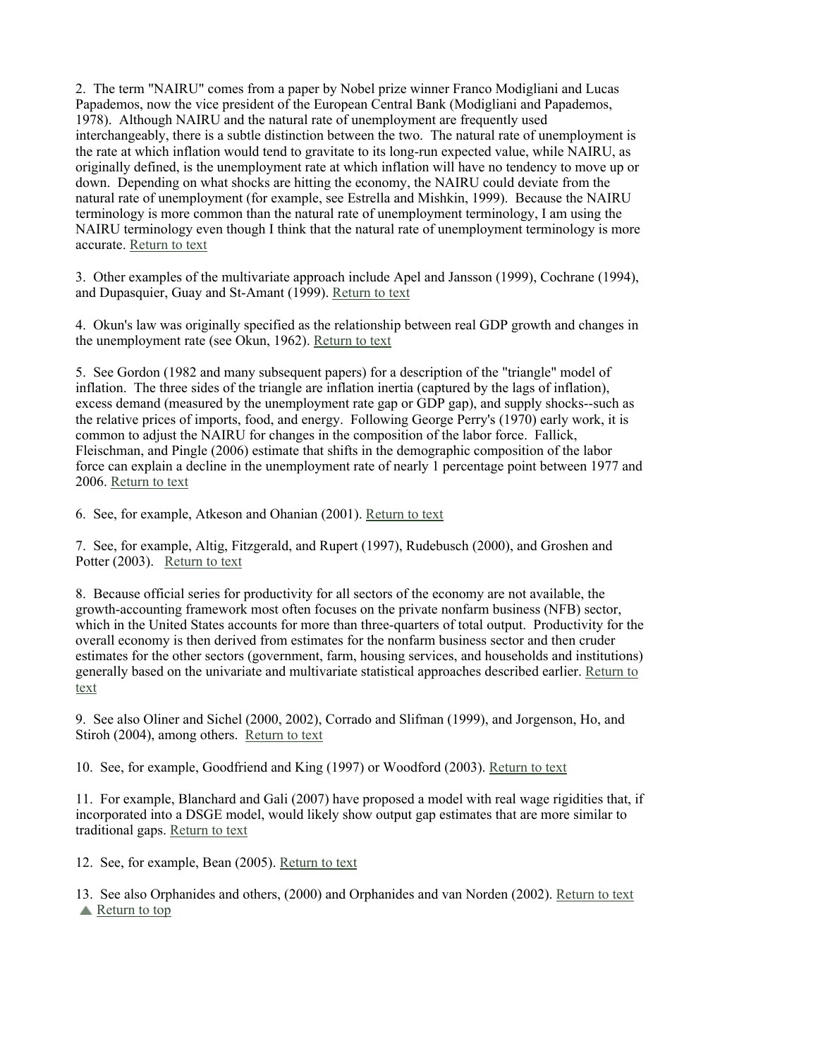2. The term "NAIRU" comes from a paper by Nobel prize winner Franco Modigliani and Lucas Papademos, now the vice president of the European Central Bank (Modigliani and Papademos, 1978). Although NAIRU and the natural rate of unemployment are frequently used interchangeably, there is a subtle distinction between the two. The natural rate of unemployment is the rate at which inflation would tend to gravitate to its long-run expected value, while NAIRU, as originally defined, is the unemployment rate at which inflation will have no tendency to move up or down. Depending on what shocks are hitting the economy, the NAIRU could deviate from the natural rate of unemployment (for example, see Estrella and Mishkin, 1999). Because the NAIRU terminology is more common than the natural rate of unemployment terminology, I am using the NAIRU terminology even though I think that the natural rate of unemployment terminology is more accurate. Return to text

3. Other examples of the multivariate approach include Apel and Jansson (1999), Cochrane (1994), and Dupasquier, Guay and St-Amant (1999). Return to text

4. Okun's law was originally specified as the relationship between real GDP growth and changes in the unemployment rate (see Okun, 1962). Return to text

5. See Gordon (1982 and many subsequent papers) for a description of the "triangle" model of inflation. The three sides of the triangle are inflation inertia (captured by the lags of inflation), excess demand (measured by the unemployment rate gap or GDP gap), and supply shocks--such as the relative prices of imports, food, and energy. Following George Perry's (1970) early work, it is common to adjust the NAIRU for changes in the composition of the labor force. Fallick, Fleischman, and Pingle (2006) estimate that shifts in the demographic composition of the labor force can explain a decline in the unemployment rate of nearly 1 percentage point between 1977 and 2006. Return to text

6. See, for example, Atkeson and Ohanian (2001). Return to text

7. See, for example, Altig, Fitzgerald, and Rupert (1997), Rudebusch (2000), and Groshen and Potter (2003). Return to text

8. Because official series for productivity for all sectors of the economy are not available, the growth-accounting framework most often focuses on the private nonfarm business (NFB) sector, which in the United States accounts for more than three-quarters of total output. Productivity for the overall economy is then derived from estimates for the nonfarm business sector and then cruder estimates for the other sectors (government, farm, housing services, and households and institutions) generally based on the univariate and multivariate statistical approaches described earlier. Return to text

9. See also Oliner and Sichel (2000, 2002), Corrado and Slifman (1999), and Jorgenson, Ho, and Stiroh (2004), among others. Return to text

10. See, for example, Goodfriend and King (1997) or Woodford (2003). Return to text

11. For example, Blanchard and Gali (2007) have proposed a model with real wage rigidities that, if incorporated into a DSGE model, would likely show output gap estimates that are more similar to traditional gaps. Return to text

12. See, for example, Bean (2005). Return to text

13. See also Orphanides and others, (2000) and Orphanides and van Norden (2002). Return to text

▲ Return to top